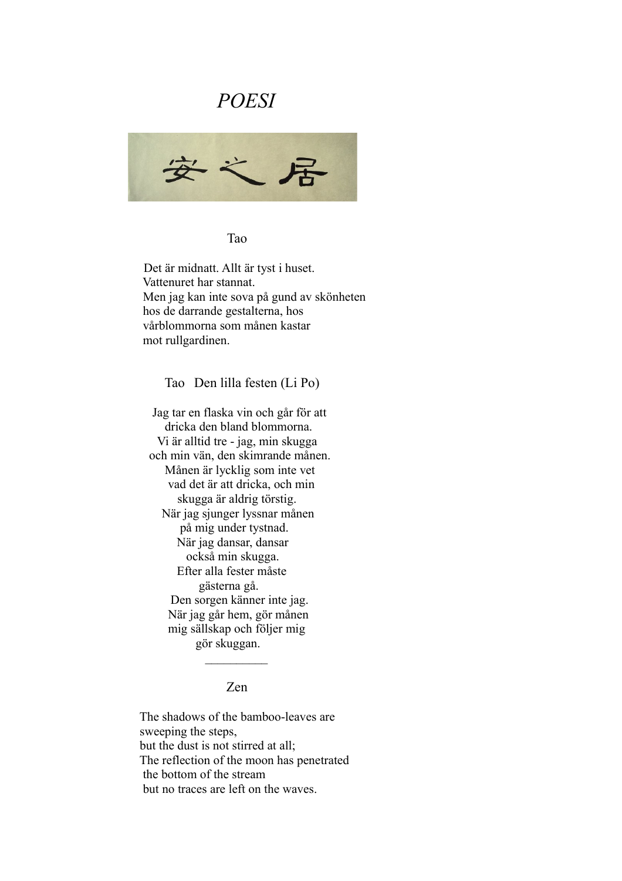# *POESI*

安之居

## Tao

Det är midnatt. Allt är tyst i huset.
Vattenuret har stannat.
Men jag kan inte sova på gund av skönheten
hos de darrande gestalterna, hos
vårblommorna som månen kastar
mot rullgardinen.

## Tao   Den lilla festen (Li Po)

Jag tar en flaska vin och går för att
dricka den bland blommorna.
Vi är alltid tre - jag, min skugga
och min vän, den skimrande månen.
Månen är lycklig som inte vet
vad det är att dricka, och min
skugga är aldrig törstig.
När jag sjunger lyssnar månen
på mig under tystnad.
När jag dansar, dansar
också min skugga.
Efter alla fester måste
gästerna gå.
Den sorgen känner inte jag.
När jag går hem, gör månen
mig sällskap och följer mig
gör skuggan.

---

## Zen

The shadows of the bamboo-leaves are
sweeping the steps,
but the dust is not stirred at all;
The reflection of the moon has penetrated
the bottom of the stream
but no traces are left on the waves.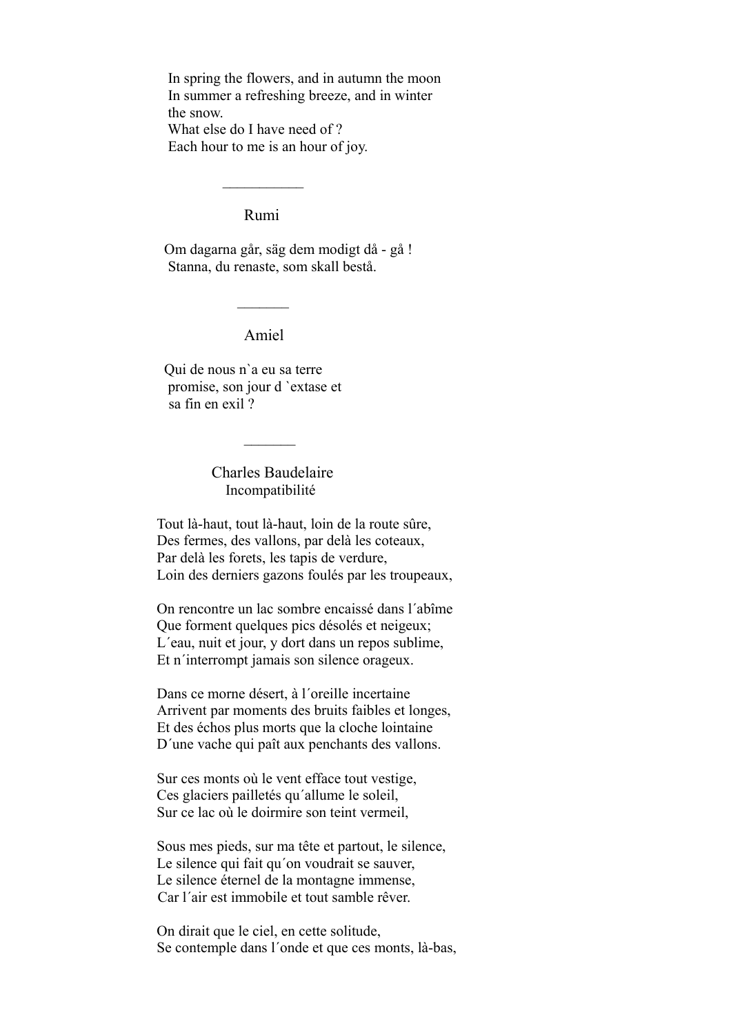In spring the flowers, and in autumn the moon  
In summer a refreshing breeze, and in winter  
the snow.  
What else do I have need of ?  
Each hour to me is an hour of joy.

___________

Rumi

Om dagarna går, säg dem modigt då - gå !  
Stanna, du renaste, som skall bestå.

_______

Amiel

Qui de nous n`a eu sa terre  
promise, son jour d `extase et  
sa fin en exil ?

_______

Charles Baudelaire  
Incompatibilité

Tout là-haut, tout là-haut, loin de la route sûre,  
Des fermes, des vallons, par delà les coteaux,  
Par delà les forets, les tapis de verdure,  
Loin des derniers gazons foulés par les troupeaux,

On rencontre un lac sombre encaissé dans l´abîme  
Que forment quelques pics désolés et neigeux;  
L´eau, nuit et jour, y dort dans un repos sublime,  
Et n´interrompt jamais son silence orageux.

Dans ce morne désert, à l´oreille incertaine  
Arrivent par moments des bruits faibles et longes,  
Et des échos plus morts que la cloche lointaine  
D´une vache qui paît aux penchants des vallons.

Sur ces monts où le vent efface tout vestige,  
Ces glaciers pailletés qu´allume le soleil,  
Sur ce lac où le doirmire son teint vermeil,

Sous mes pieds, sur ma tête et partout, le silence,  
Le silence qui fait qu´on voudrait se sauver,  
Le silence éternel de la montagne immense,  
Car l´air est immobile et tout samble rêver.

On dirait que le ciel, en cette solitude,  
Se contemple dans l´onde et que ces monts, là-bas,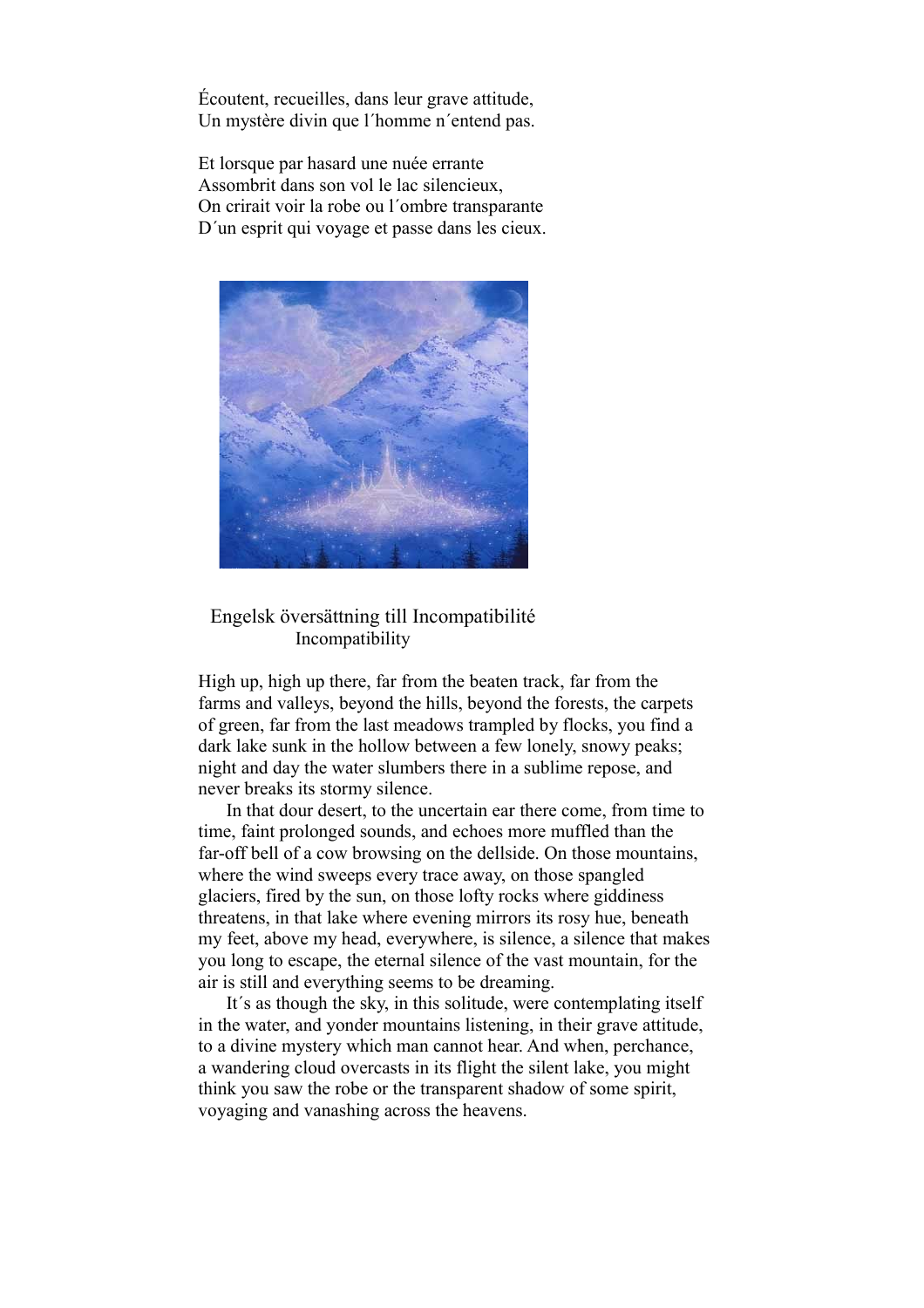Écoutent, recueilles, dans leur grave attitude,
Un mystère divin que l´homme n´entend pas.

Et lorsque par hasard une nuée errante
Assombrit dans son vol le lac silencieux,
On crirait voir la robe ou l´ombre transparante
D´un esprit qui voyage et passe dans les cieux.

Engelsk översättning till Incompatibilité

Incompatibility

High up, high up there, far from the beaten track, far from the farms and valleys, beyond the hills, beyond the forests, the carpets of green, far from the last meadows trampled by flocks, you find a dark lake sunk in the hollow between a few lonely, snowy peaks; night and day the water slumbers there in a sublime repose, and never breaks its stormy silence.

In that dour desert, to the uncertain ear there come, from time to time, faint prolonged sounds, and echoes more muffled than the far-off bell of a cow browsing on the dellside. On those mountains, where the wind sweeps every trace away, on those spangled glaciers, fired by the sun, on those lofty rocks where giddiness threatens, in that lake where evening mirrors its rosy hue, beneath my feet, above my head, everywhere, is silence, a silence that makes you long to escape, the eternal silence of the vast mountain, for the air is still and everything seems to be dreaming.

It´s as though the sky, in this solitude, were contemplating itself in the water, and yonder mountains listening, in their grave attitude, to a divine mystery which man cannot hear. And when, perchance, a wandering cloud overcasts in its flight the silent lake, you might think you saw the robe or the transparent shadow of some spirit, voyaging and vanashing across the heavens.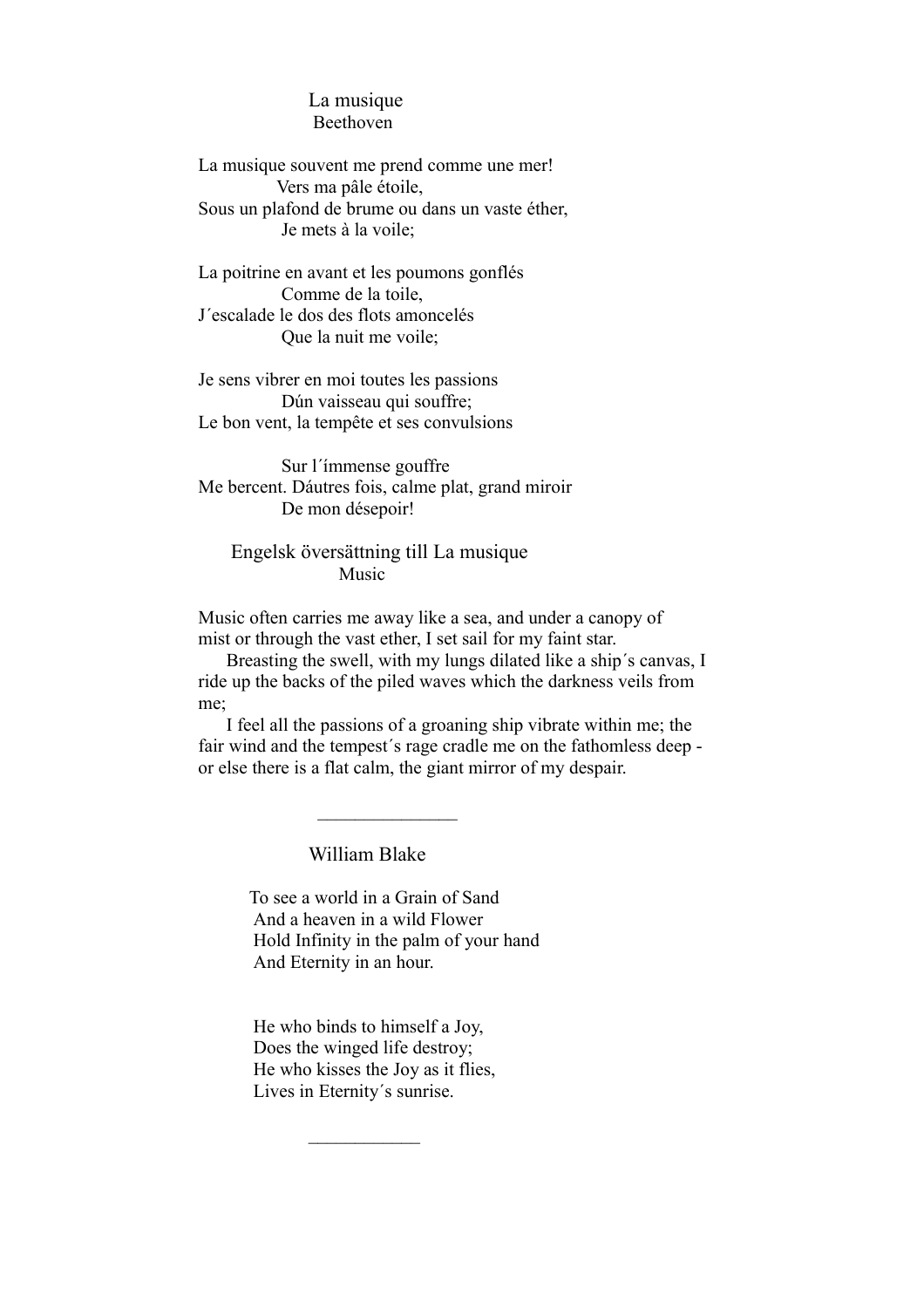## La musique

Beethoven

La musique souvent me prend comme une mer!  
Vers ma pâle étoile,  
Sous un plafond de brume ou dans un vaste éther,  
Je mets à la voile;

La poitrine en avant et les poumons gonflés  
Comme de la toile,  
J´escalade le dos des flots amoncelés  
Que la nuit me voile;

Je sens vibrer en moi toutes les passions  
Dún vaisseau qui souffre;  
Le bon vent, la tempête et ses convulsions

Sur l´ímmense gouffre  
Me bercent. Dáutres fois, calme plat, grand miroir  
De mon désepoir!

## Engelsk översättning till La musique

Music

Music often carries me away like a sea, and under a canopy of mist or through the vast ether, I set sail for my faint star.

Breasting the swell, with my lungs dilated like a ship´s canvas, I ride up the backs of the piled waves which the darkness veils from me;

I feel all the passions of a groaning ship vibrate within me; the fair wind and the tempest´s rage cradle me on the fathomless deep - or else there is a flat calm, the giant mirror of my despair.

---

## William Blake

To see a world in a Grain of Sand  
And a heaven in a wild Flower  
Hold Infinity in the palm of your hand  
And Eternity in an hour.

He who binds to himself a Joy,  
Does the winged life destroy;  
He who kisses the Joy as it flies,  
Lives in Eternity´s sunrise.

---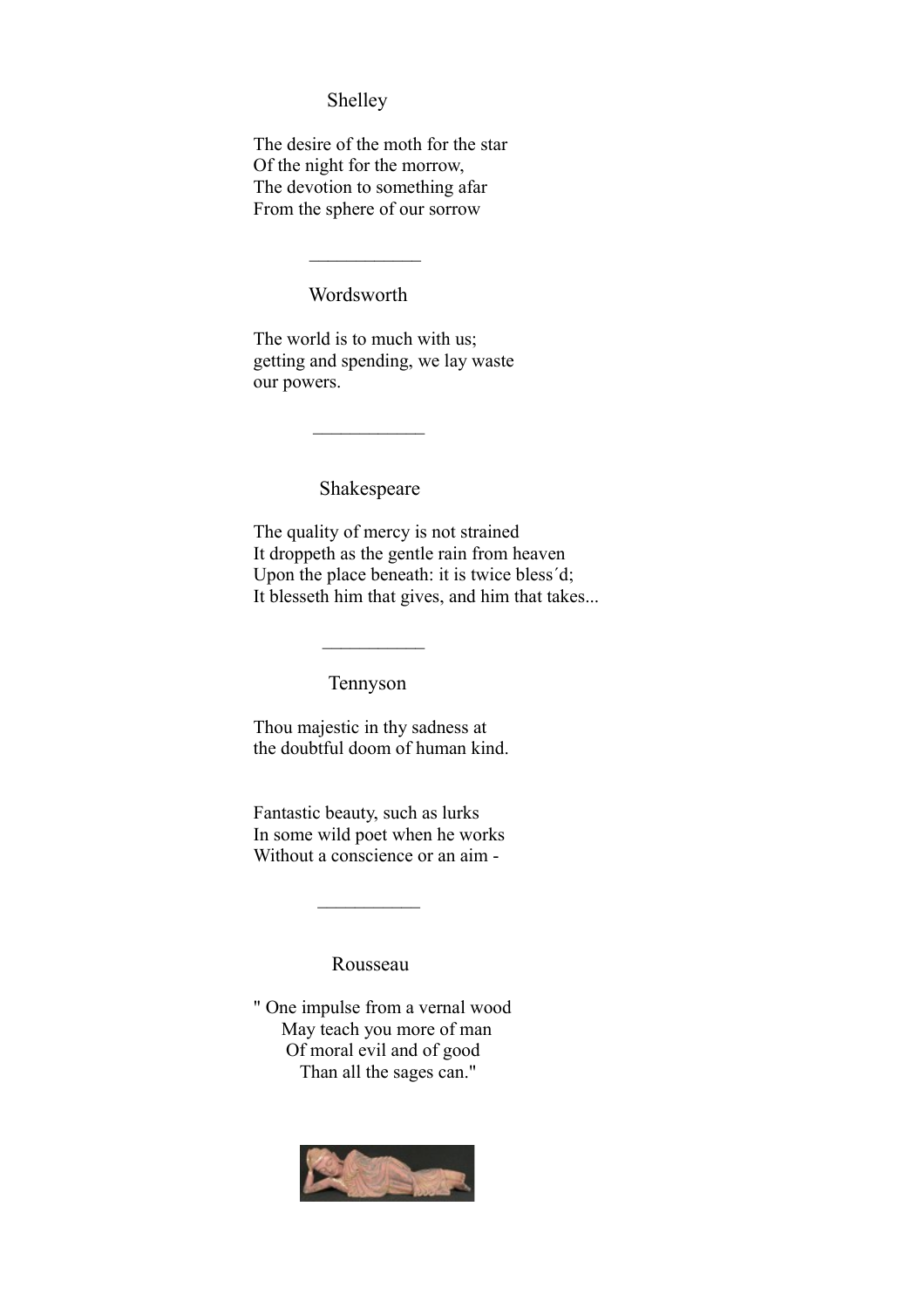## Shelley

The desire of the moth for the star
Of the night for the morrow,
The devotion to something afar
From the sphere of our sorrow

---

## Wordsworth

The world is to much with us;
getting and spending, we lay waste
our powers.

---

## Shakespeare

The quality of mercy is not strained
It droppeth as the gentle rain from heaven
Upon the place beneath: it is twice bless´d;
It blesseth him that gives, and him that takes...

---

## Tennyson

Thou majestic in thy sadness at
the doubtful doom of human kind.

Fantastic beauty, such as lurks
In some wild poet when he works
Without a conscience or an aim -

---

## Rousseau

" One impulse from a vernal wood
May teach you more of man
Of moral evil and of good
Than all the sages can."